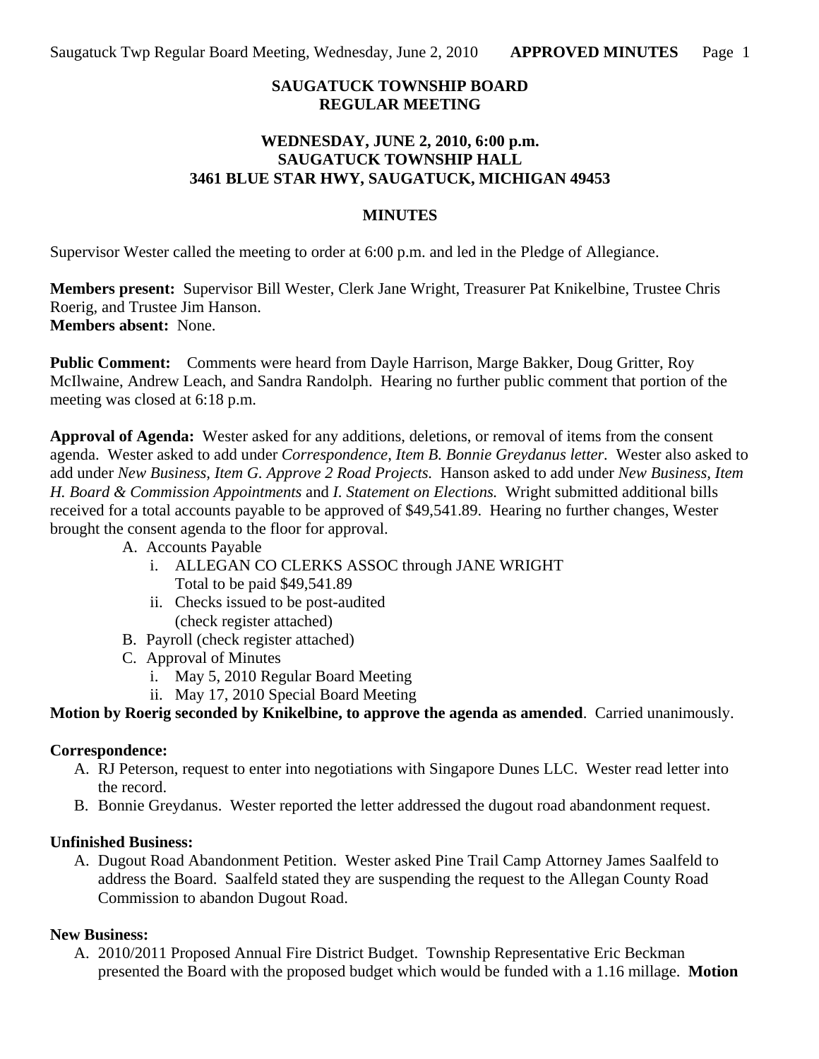# SAUGATUCK TOWNSHIP BOARD
# REGULAR MEETING

## WEDNESDAY, JUNE 2, 2010, 6:00 p.m.
## SAUGATUCK TOWNSHIP HALL
## 3461 BLUE STAR HWY, SAUGATUCK, MICHIGAN 49453

## MINUTES

Supervisor Wester called the meeting to order at 6:00 p.m. and led in the Pledge of Allegiance.

**Members present:** Supervisor Bill Wester, Clerk Jane Wright, Treasurer Pat Knikelbine, Trustee Chris Roerig, and Trustee Jim Hanson.
**Members absent:** None.

**Public Comment:** Comments were heard from Dayle Harrison, Marge Bakker, Doug Gritter, Roy McIlwaine, Andrew Leach, and Sandra Randolph. Hearing no further public comment that portion of the meeting was closed at 6:18 p.m.

**Approval of Agenda:** Wester asked for any additions, deletions, or removal of items from the consent agenda. Wester asked to add under *Correspondence, Item B. Bonnie Greydanus letter*. Wester also asked to add under *New Business, Item G. Approve 2 Road Projects.* Hanson asked to add under *New Business, Item H. Board & Commission Appointments* and *I. Statement on Elections.* Wright submitted additional bills received for a total accounts payable to be approved of $49,541.89. Hearing no further changes, Wester brought the consent agenda to the floor for approval.

- A. Accounts Payable
  - i. ALLEGAN CO CLERKS ASSOC through JANE WRIGHT
    Total to be paid $49,541.89
  - ii. Checks issued to be post-audited
    (check register attached)
- B. Payroll (check register attached)
- C. Approval of Minutes
  - i. May 5, 2010 Regular Board Meeting
  - ii. May 17, 2010 Special Board Meeting

**Motion by Roerig seconded by Knikelbine, to approve the agenda as amended**. Carried unanimously.

**Correspondence:**

- A. RJ Peterson, request to enter into negotiations with Singapore Dunes LLC. Wester read letter into the record.
- B. Bonnie Greydanus. Wester reported the letter addressed the dugout road abandonment request.

**Unfinished Business:**

- A. Dugout Road Abandonment Petition. Wester asked Pine Trail Camp Attorney James Saalfeld to address the Board. Saalfeld stated they are suspending the request to the Allegan County Road Commission to abandon Dugout Road.

**New Business:**

- A. 2010/2011 Proposed Annual Fire District Budget. Township Representative Eric Beckman presented the Board with the proposed budget which would be funded with a 1.16 millage. **Motion**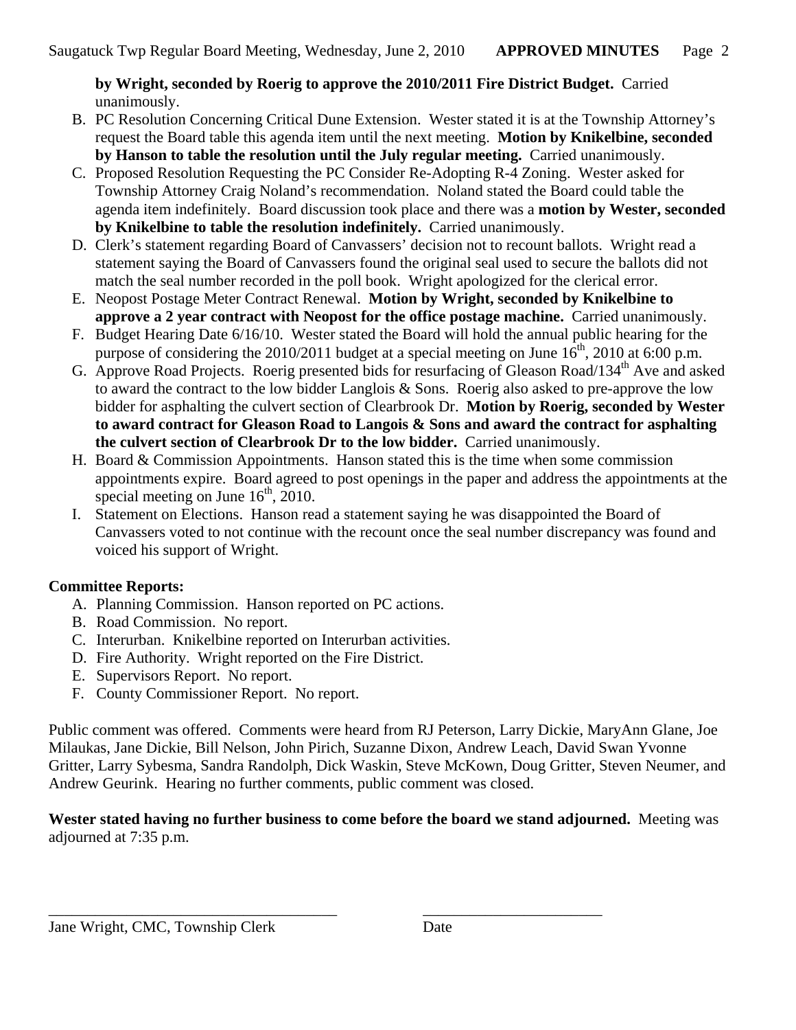**by Wright, seconded by Roerig to approve the 2010/2011 Fire District Budget.** Carried unanimously.

B. PC Resolution Concerning Critical Dune Extension. Wester stated it is at the Township Attorney's request the Board table this agenda item until the next meeting. **Motion by Knikelbine, seconded by Hanson to table the resolution until the July regular meeting.** Carried unanimously.

C. Proposed Resolution Requesting the PC Consider Re-Adopting R-4 Zoning. Wester asked for Township Attorney Craig Noland's recommendation. Noland stated the Board could table the agenda item indefinitely. Board discussion took place and there was a **motion by Wester, seconded by Knikelbine to table the resolution indefinitely.** Carried unanimously.

D. Clerk's statement regarding Board of Canvassers' decision not to recount ballots. Wright read a statement saying the Board of Canvassers found the original seal used to secure the ballots did not match the seal number recorded in the poll book. Wright apologized for the clerical error.

E. Neopost Postage Meter Contract Renewal. **Motion by Wright, seconded by Knikelbine to approve a 2 year contract with Neopost for the office postage machine.** Carried unanimously.

F. Budget Hearing Date 6/16/10. Wester stated the Board will hold the annual public hearing for the purpose of considering the 2010/2011 budget at a special meeting on June 16th, 2010 at 6:00 p.m.

G. Approve Road Projects. Roerig presented bids for resurfacing of Gleason Road/134th Ave and asked to award the contract to the low bidder Langlois & Sons. Roerig also asked to pre-approve the low bidder for asphalting the culvert section of Clearbrook Dr. **Motion by Roerig, seconded by Wester to award contract for Gleason Road to Langois & Sons and award the contract for asphalting the culvert section of Clearbrook Dr to the low bidder.** Carried unanimously.

H. Board & Commission Appointments. Hanson stated this is the time when some commission appointments expire. Board agreed to post openings in the paper and address the appointments at the special meeting on June 16th, 2010.

I. Statement on Elections. Hanson read a statement saying he was disappointed the Board of Canvassers voted to not continue with the recount once the seal number discrepancy was found and voiced his support of Wright.

**Committee Reports:**

A. Planning Commission. Hanson reported on PC actions.
B. Road Commission. No report.
C. Interurban. Knikelbine reported on Interurban activities.
D. Fire Authority. Wright reported on the Fire District.
E. Supervisors Report. No report.
F. County Commissioner Report. No report.

Public comment was offered. Comments were heard from RJ Peterson, Larry Dickie, MaryAnn Glane, Joe Milaukas, Jane Dickie, Bill Nelson, John Pirich, Suzanne Dixon, Andrew Leach, David Swan Yvonne Gritter, Larry Sybesma, Sandra Randolph, Dick Waskin, Steve McKown, Doug Gritter, Steven Neumer, and Andrew Geurink. Hearing no further comments, public comment was closed.

**Wester stated having no further business to come before the board we stand adjourned.** Meeting was adjourned at 7:35 p.m.

_____________________________________ _______________________

Jane Wright, CMC, Township Clerk Date